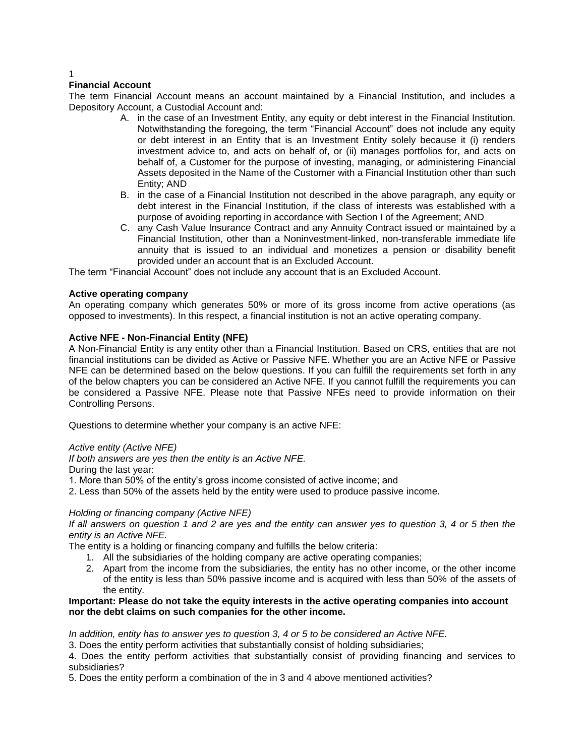1

**Financial Account**

The term Financial Account means an account maintained by a Financial Institution, and includes a Depository Account, a Custodial Account and:

A. in the case of an Investment Entity, any equity or debt interest in the Financial Institution. Notwithstanding the foregoing, the term "Financial Account" does not include any equity or debt interest in an Entity that is an Investment Entity solely because it (i) renders investment advice to, and acts on behalf of, or (ii) manages portfolios for, and acts on behalf of, a Customer for the purpose of investing, managing, or administering Financial Assets deposited in the Name of the Customer with a Financial Institution other than such Entity; AND
B. in the case of a Financial Institution not described in the above paragraph, any equity or debt interest in the Financial Institution, if the class of interests was established with a purpose of avoiding reporting in accordance with Section I of the Agreement; AND
C. any Cash Value Insurance Contract and any Annuity Contract issued or maintained by a Financial Institution, other than a Noninvestment-linked, non-transferable immediate life annuity that is issued to an individual and monetizes a pension or disability benefit provided under an account that is an Excluded Account.

The term "Financial Account" does not include any account that is an Excluded Account.

**Active operating company**

An operating company which generates 50% or more of its gross income from active operations (as opposed to investments). In this respect, a financial institution is not an active operating company.

**Active NFE - Non-Financial Entity (NFE)**

A Non-Financial Entity is any entity other than a Financial Institution. Based on CRS, entities that are not financial institutions can be divided as Active or Passive NFE. Whether you are an Active NFE or Passive NFE can be determined based on the below questions. If you can fulfill the requirements set forth in any of the below chapters you can be considered an Active NFE. If you cannot fulfill the requirements you can be considered a Passive NFE. Please note that Passive NFEs need to provide information on their Controlling Persons.

Questions to determine whether your company is an active NFE:

*Active entity (Active NFE)*

*If both answers are yes then the entity is an Active NFE.*

During the last year:

1. More than 50% of the entity's gross income consisted of active income; and
2. Less than 50% of the assets held by the entity were used to produce passive income.

*Holding or financing company (Active NFE)*

*If all answers on question 1 and 2 are yes and the entity can answer yes to question 3, 4 or 5 then the entity is an Active NFE.*

The entity is a holding or financing company and fulfills the below criteria:

1. All the subsidiaries of the holding company are active operating companies;
2. Apart from the income from the subsidiaries, the entity has no other income, or the other income of the entity is less than 50% passive income and is acquired with less than 50% of the assets of the entity.

**Important: Please do not take the equity interests in the active operating companies into account nor the debt claims on such companies for the other income.**

*In addition, entity has to answer yes to question 3, 4 or 5 to be considered an Active NFE.*

3. Does the entity perform activities that substantially consist of holding subsidiaries;
4. Does the entity perform activities that substantially consist of providing financing and services to subsidiaries?
5. Does the entity perform a combination of the in 3 and 4 above mentioned activities?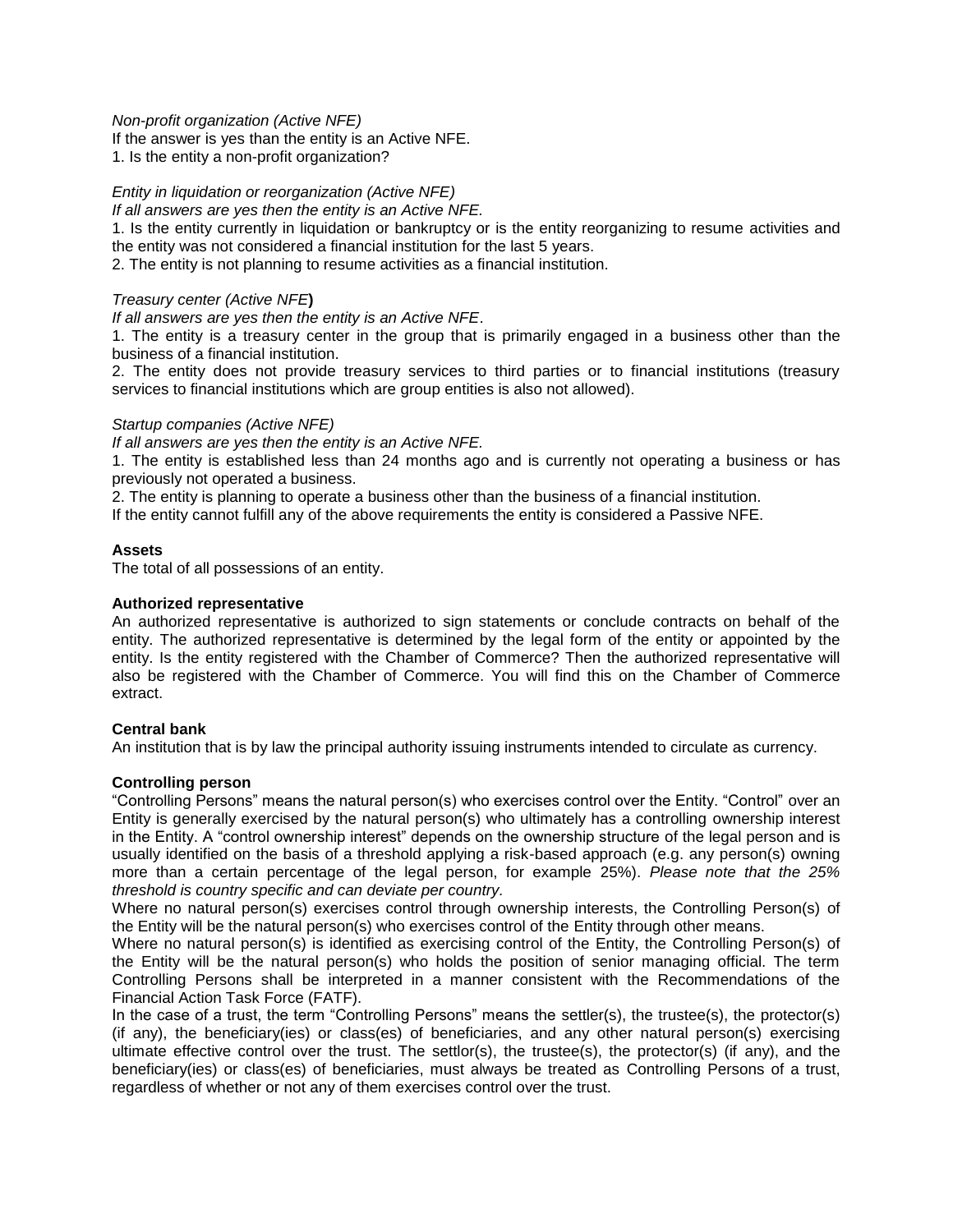*Non-profit organization (Active NFE)*
If the answer is yes than the entity is an Active NFE.
1. Is the entity a non-profit organization?

*Entity in liquidation or reorganization (Active NFE)*
*If all answers are yes then the entity is an Active NFE.*
1. Is the entity currently in liquidation or bankruptcy or is the entity reorganizing to resume activities and the entity was not considered a financial institution for the last 5 years.
2. The entity is not planning to resume activities as a financial institution.

*Treasury center (Active NFE***)**
*If all answers are yes then the entity is an Active NFE*.
1. The entity is a treasury center in the group that is primarily engaged in a business other than the business of a financial institution.
2. The entity does not provide treasury services to third parties or to financial institutions (treasury services to financial institutions which are group entities is also not allowed).

*Startup companies (Active NFE)*
*If all answers are yes then the entity is an Active NFE.*
1. The entity is established less than 24 months ago and is currently not operating a business or has previously not operated a business.
2. The entity is planning to operate a business other than the business of a financial institution.
If the entity cannot fulfill any of the above requirements the entity is considered a Passive NFE.

**Assets**
The total of all possessions of an entity.

**Authorized representative**
An authorized representative is authorized to sign statements or conclude contracts on behalf of the entity. The authorized representative is determined by the legal form of the entity or appointed by the entity. Is the entity registered with the Chamber of Commerce? Then the authorized representative will also be registered with the Chamber of Commerce. You will find this on the Chamber of Commerce extract.

**Central bank**
An institution that is by law the principal authority issuing instruments intended to circulate as currency.

**Controlling person**
"Controlling Persons" means the natural person(s) who exercises control over the Entity. "Control" over an Entity is generally exercised by the natural person(s) who ultimately has a controlling ownership interest in the Entity. A "control ownership interest" depends on the ownership structure of the legal person and is usually identified on the basis of a threshold applying a risk-based approach (e.g. any person(s) owning more than a certain percentage of the legal person, for example 25%). *Please note that the 25% threshold is country specific and can deviate per country.*
Where no natural person(s) exercises control through ownership interests, the Controlling Person(s) of the Entity will be the natural person(s) who exercises control of the Entity through other means.
Where no natural person(s) is identified as exercising control of the Entity, the Controlling Person(s) of the Entity will be the natural person(s) who holds the position of senior managing official. The term Controlling Persons shall be interpreted in a manner consistent with the Recommendations of the Financial Action Task Force (FATF).
In the case of a trust, the term "Controlling Persons" means the settler(s), the trustee(s), the protector(s) (if any), the beneficiary(ies) or class(es) of beneficiaries, and any other natural person(s) exercising ultimate effective control over the trust. The settlor(s), the trustee(s), the protector(s) (if any), and the beneficiary(ies) or class(es) of beneficiaries, must always be treated as Controlling Persons of a trust, regardless of whether or not any of them exercises control over the trust.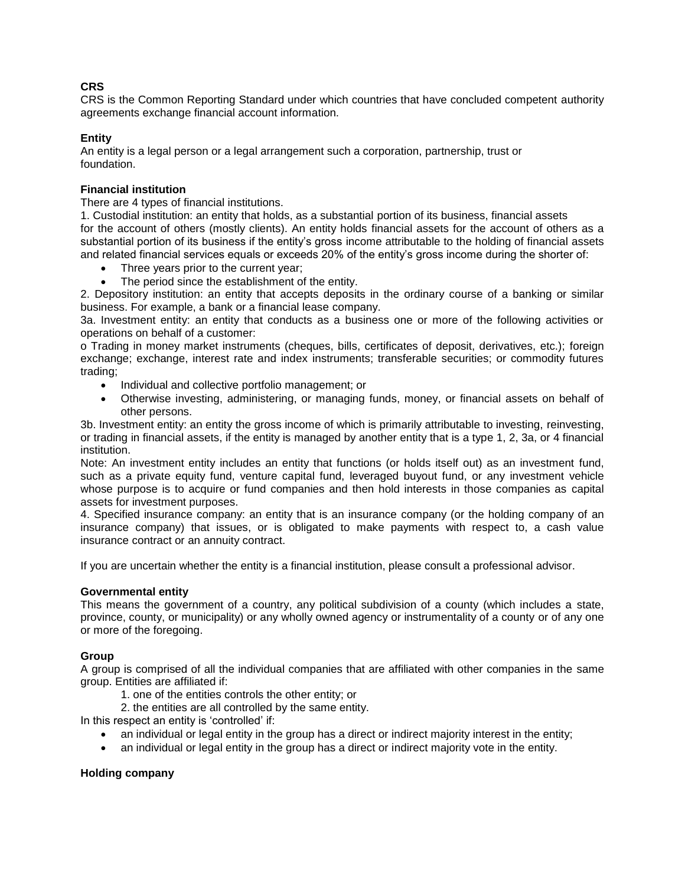**CRS**
CRS is the Common Reporting Standard under which countries that have concluded competent authority agreements exchange financial account information.

**Entity**
An entity is a legal person or a legal arrangement such a corporation, partnership, trust or foundation.

**Financial institution**
There are 4 types of financial institutions.
1. Custodial institution: an entity that holds, as a substantial portion of its business, financial assets for the account of others (mostly clients). An entity holds financial assets for the account of others as a substantial portion of its business if the entity's gross income attributable to the holding of financial assets and related financial services equals or exceeds 20% of the entity's gross income during the shorter of:

- Three years prior to the current year;
- The period since the establishment of the entity.

2. Depository institution: an entity that accepts deposits in the ordinary course of a banking or similar business. For example, a bank or a financial lease company.
3a. Investment entity: an entity that conducts as a business one or more of the following activities or operations on behalf of a customer:
o Trading in money market instruments (cheques, bills, certificates of deposit, derivatives, etc.); foreign exchange; exchange, interest rate and index instruments; transferable securities; or commodity futures trading;

- Individual and collective portfolio management; or
- Otherwise investing, administering, or managing funds, money, or financial assets on behalf of other persons.

3b. Investment entity: an entity the gross income of which is primarily attributable to investing, reinvesting, or trading in financial assets, if the entity is managed by another entity that is a type 1, 2, 3a, or 4 financial institution.
Note: An investment entity includes an entity that functions (or holds itself out) as an investment fund, such as a private equity fund, venture capital fund, leveraged buyout fund, or any investment vehicle whose purpose is to acquire or fund companies and then hold interests in those companies as capital assets for investment purposes.
4. Specified insurance company: an entity that is an insurance company (or the holding company of an insurance company) that issues, or is obligated to make payments with respect to, a cash value insurance contract or an annuity contract.

If you are uncertain whether the entity is a financial institution, please consult a professional advisor.

**Governmental entity**
This means the government of a country, any political subdivision of a county (which includes a state, province, county, or municipality) or any wholly owned agency or instrumentality of a county or of any one or more of the foregoing.

**Group**
A group is comprised of all the individual companies that are affiliated with other companies in the same group. Entities are affiliated if:

1. one of the entities controls the other entity; or
2. the entities are all controlled by the same entity.

In this respect an entity is 'controlled' if:

- an individual or legal entity in the group has a direct or indirect majority interest in the entity;
- an individual or legal entity in the group has a direct or indirect majority vote in the entity.

**Holding company**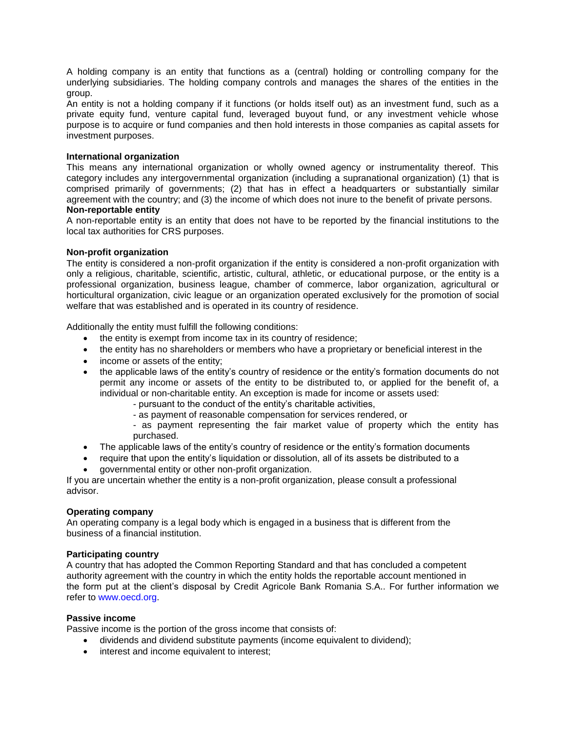A holding company is an entity that functions as a (central) holding or controlling company for the underlying subsidiaries. The holding company controls and manages the shares of the entities in the group.

An entity is not a holding company if it functions (or holds itself out) as an investment fund, such as a private equity fund, venture capital fund, leveraged buyout fund, or any investment vehicle whose purpose is to acquire or fund companies and then hold interests in those companies as capital assets for investment purposes.

**International organization**

This means any international organization or wholly owned agency or instrumentality thereof. This category includes any intergovernmental organization (including a supranational organization) (1) that is comprised primarily of governments; (2) that has in effect a headquarters or substantially similar agreement with the country; and (3) the income of which does not inure to the benefit of private persons.

**Non-reportable entity**

A non-reportable entity is an entity that does not have to be reported by the financial institutions to the local tax authorities for CRS purposes.

**Non-profit organization**

The entity is considered a non-profit organization if the entity is considered a non-profit organization with only a religious, charitable, scientific, artistic, cultural, athletic, or educational purpose, or the entity is a professional organization, business league, chamber of commerce, labor organization, agricultural or horticultural organization, civic league or an organization operated exclusively for the promotion of social welfare that was established and is operated in its country of residence.

Additionally the entity must fulfill the following conditions:

- the entity is exempt from income tax in its country of residence;
- the entity has no shareholders or members who have a proprietary or beneficial interest in the
- income or assets of the entity;
- the applicable laws of the entity's country of residence or the entity's formation documents do not permit any income or assets of the entity to be distributed to, or applied for the benefit of, a individual or non-charitable entity. An exception is made for income or assets used:
  - pursuant to the conduct of the entity's charitable activities,
  - as payment of reasonable compensation for services rendered, or
  - as payment representing the fair market value of property which the entity has purchased.
- The applicable laws of the entity's country of residence or the entity's formation documents
- require that upon the entity's liquidation or dissolution, all of its assets be distributed to a
- governmental entity or other non-profit organization.

If you are uncertain whether the entity is a non-profit organization, please consult a professional advisor.

**Operating company**

An operating company is a legal body which is engaged in a business that is different from the business of a financial institution.

**Participating country**

A country that has adopted the Common Reporting Standard and that has concluded a competent authority agreement with the country in which the entity holds the reportable account mentioned in the form put at the client's disposal by Credit Agricole Bank Romania S.A.. For further information we refer to www.oecd.org.

**Passive income**

Passive income is the portion of the gross income that consists of:

- dividends and dividend substitute payments (income equivalent to dividend);
- interest and income equivalent to interest;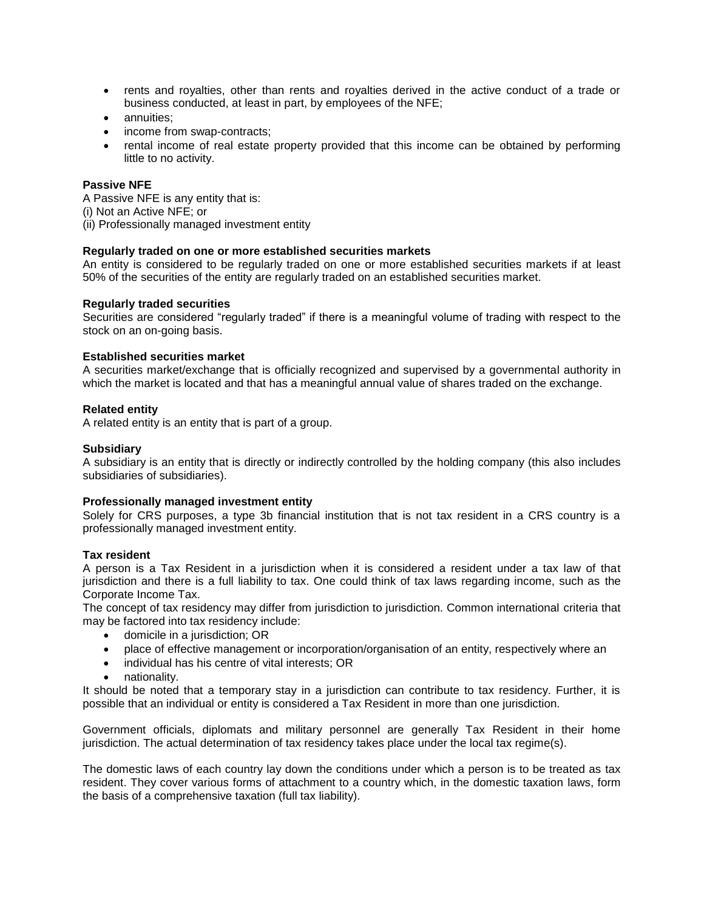- rents and royalties, other than rents and royalties derived in the active conduct of a trade or business conducted, at least in part, by employees of the NFE;
- annuities;
- income from swap-contracts;
- rental income of real estate property provided that this income can be obtained by performing little to no activity.

**Passive NFE**

A Passive NFE is any entity that is:
(i) Not an Active NFE; or
(ii) Professionally managed investment entity

**Regularly traded on one or more established securities markets**

An entity is considered to be regularly traded on one or more established securities markets if at least 50% of the securities of the entity are regularly traded on an established securities market.

**Regularly traded securities**

Securities are considered "regularly traded" if there is a meaningful volume of trading with respect to the stock on an on-going basis.

**Established securities market**

A securities market/exchange that is officially recognized and supervised by a governmental authority in which the market is located and that has a meaningful annual value of shares traded on the exchange.

**Related entity**

A related entity is an entity that is part of a group.

**Subsidiary**

A subsidiary is an entity that is directly or indirectly controlled by the holding company (this also includes subsidiaries of subsidiaries).

**Professionally managed investment entity**

Solely for CRS purposes, a type 3b financial institution that is not tax resident in a CRS country is a professionally managed investment entity.

**Tax resident**

A person is a Tax Resident in a jurisdiction when it is considered a resident under a tax law of that jurisdiction and there is a full liability to tax. One could think of tax laws regarding income, such as the Corporate Income Tax.
The concept of tax residency may differ from jurisdiction to jurisdiction. Common international criteria that may be factored into tax residency include:

- domicile in a jurisdiction; OR
- place of effective management or incorporation/organisation of an entity, respectively where an
- individual has his centre of vital interests; OR
- nationality.

It should be noted that a temporary stay in a jurisdiction can contribute to tax residency. Further, it is possible that an individual or entity is considered a Tax Resident in more than one jurisdiction.

Government officials, diplomats and military personnel are generally Tax Resident in their home jurisdiction. The actual determination of tax residency takes place under the local tax regime(s).

The domestic laws of each country lay down the conditions under which a person is to be treated as tax resident. They cover various forms of attachment to a country which, in the domestic taxation laws, form the basis of a comprehensive taxation (full tax liability).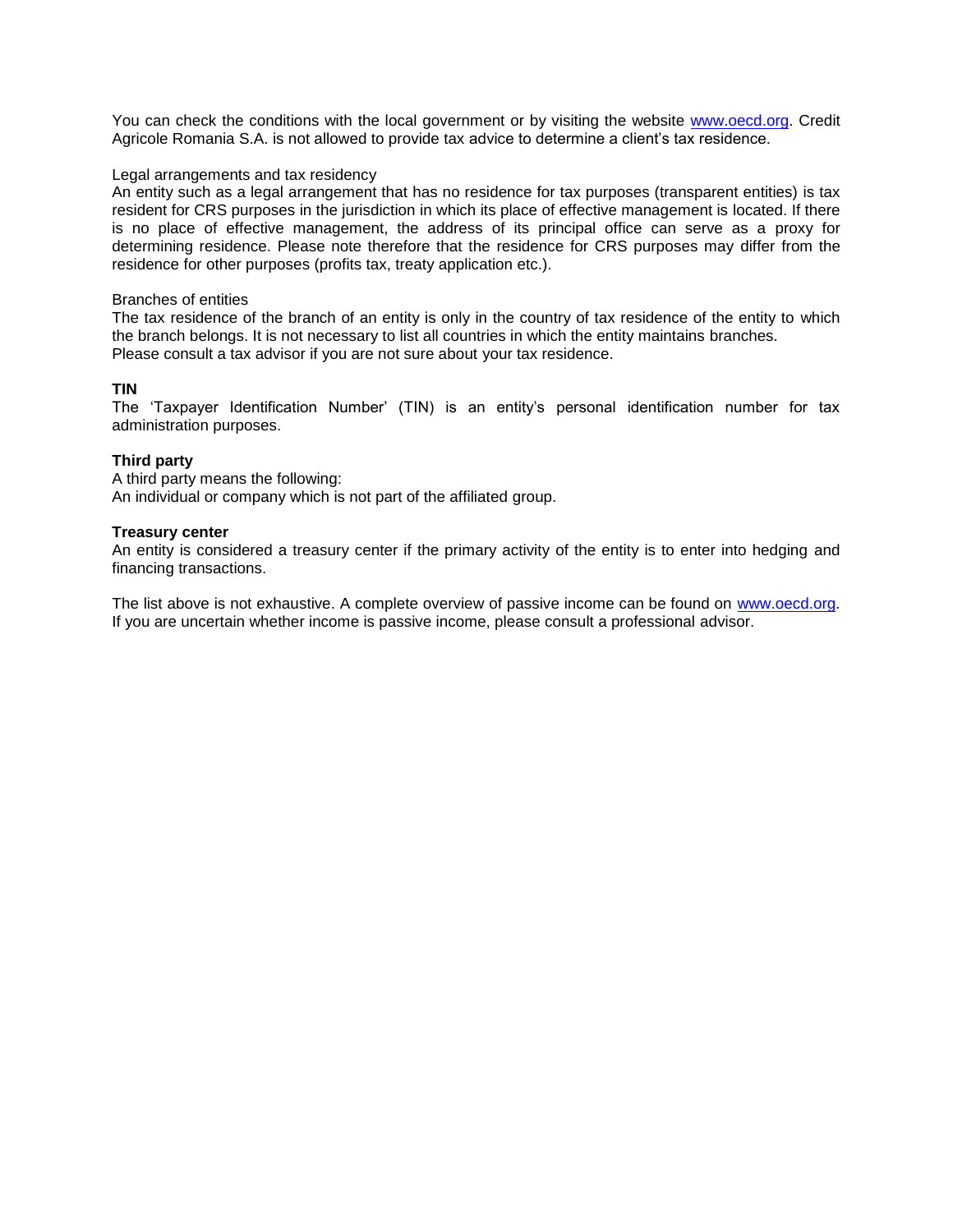You can check the conditions with the local government or by visiting the website [www.oecd.org](http://www.oecd.org). Credit Agricole Romania S.A. is not allowed to provide tax advice to determine a client's tax residence.

Legal arrangements and tax residency

An entity such as a legal arrangement that has no residence for tax purposes (transparent entities) is tax resident for CRS purposes in the jurisdiction in which its place of effective management is located. If there is no place of effective management, the address of its principal office can serve as a proxy for determining residence. Please note therefore that the residence for CRS purposes may differ from the residence for other purposes (profits tax, treaty application etc.).

Branches of entities

The tax residence of the branch of an entity is only in the country of tax residence of the entity to which the branch belongs. It is not necessary to list all countries in which the entity maintains branches.
Please consult a tax advisor if you are not sure about your tax residence.

**TIN**

The 'Taxpayer Identification Number' (TIN) is an entity's personal identification number for tax administration purposes.

**Third party**

A third party means the following:
An individual or company which is not part of the affiliated group.

**Treasury center**

An entity is considered a treasury center if the primary activity of the entity is to enter into hedging and financing transactions.

The list above is not exhaustive. A complete overview of passive income can be found on [www.oecd.org](http://www.oecd.org).
If you are uncertain whether income is passive income, please consult a professional advisor.